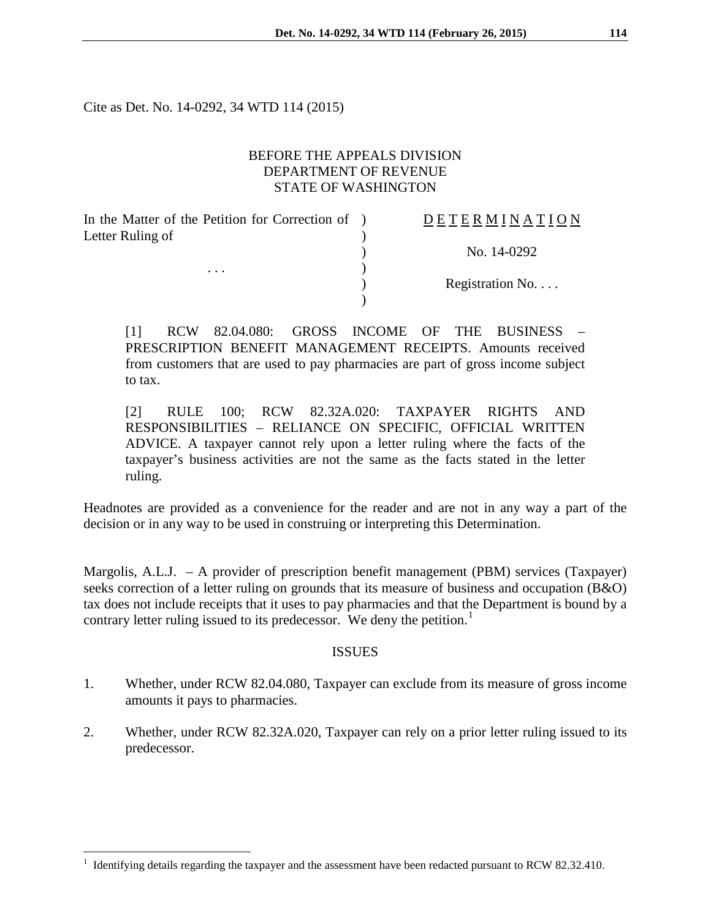Cite as Det. No. 14-0292, 34 WTD 114 (2015)

BEFORE THE APPEALS DIVISION
DEPARTMENT OF REVENUE
STATE OF WASHINGTON

| | |
|---|---|
| In the Matter of the Petition for Correction of Letter Ruling of | D E T E R M I N A T I O N |
| | No. 14-0292 |
| . . . | |
| | Registration No. . . . |

[1] RCW 82.04.080: GROSS INCOME OF THE BUSINESS – PRESCRIPTION BENEFIT MANAGEMENT RECEIPTS. Amounts received from customers that are used to pay pharmacies are part of gross income subject to tax.

[2] RULE 100; RCW 82.32A.020: TAXPAYER RIGHTS AND RESPONSIBILITIES – RELIANCE ON SPECIFIC, OFFICIAL WRITTEN ADVICE. A taxpayer cannot rely upon a letter ruling where the facts of the taxpayer's business activities are not the same as the facts stated in the letter ruling.

Headnotes are provided as a convenience for the reader and are not in any way a part of the decision or in any way to be used in construing or interpreting this Determination.

Margolis, A.L.J. – A provider of prescription benefit management (PBM) services (Taxpayer) seeks correction of a letter ruling on grounds that its measure of business and occupation (B&O) tax does not include receipts that it uses to pay pharmacies and that the Department is bound by a contrary letter ruling issued to its predecessor. We deny the petition.[1]

## ISSUES

1. Whether, under RCW 82.04.080, Taxpayer can exclude from its measure of gross income amounts it pays to pharmacies.

2. Whether, under RCW 82.32A.020, Taxpayer can rely on a prior letter ruling issued to its predecessor.

---

[1] Identifying details regarding the taxpayer and the assessment have been redacted pursuant to RCW 82.32.410.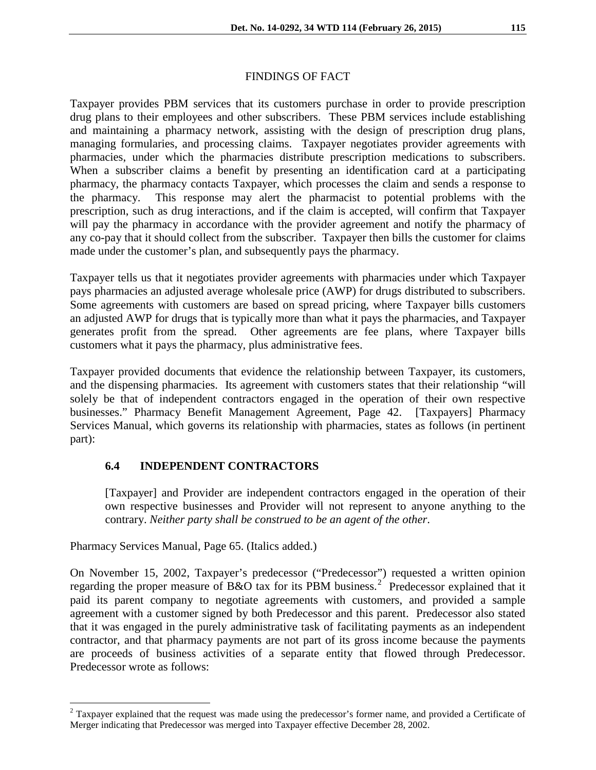## FINDINGS OF FACT

Taxpayer provides PBM services that its customers purchase in order to provide prescription drug plans to their employees and other subscribers. These PBM services include establishing and maintaining a pharmacy network, assisting with the design of prescription drug plans, managing formularies, and processing claims. Taxpayer negotiates provider agreements with pharmacies, under which the pharmacies distribute prescription medications to subscribers. When a subscriber claims a benefit by presenting an identification card at a participating pharmacy, the pharmacy contacts Taxpayer, which processes the claim and sends a response to the pharmacy. This response may alert the pharmacist to potential problems with the prescription, such as drug interactions, and if the claim is accepted, will confirm that Taxpayer will pay the pharmacy in accordance with the provider agreement and notify the pharmacy of any co-pay that it should collect from the subscriber. Taxpayer then bills the customer for claims made under the customer's plan, and subsequently pays the pharmacy.

Taxpayer tells us that it negotiates provider agreements with pharmacies under which Taxpayer pays pharmacies an adjusted average wholesale price (AWP) for drugs distributed to subscribers. Some agreements with customers are based on spread pricing, where Taxpayer bills customers an adjusted AWP for drugs that is typically more than what it pays the pharmacies, and Taxpayer generates profit from the spread. Other agreements are fee plans, where Taxpayer bills customers what it pays the pharmacy, plus administrative fees.

Taxpayer provided documents that evidence the relationship between Taxpayer, its customers, and the dispensing pharmacies. Its agreement with customers states that their relationship "will solely be that of independent contractors engaged in the operation of their own respective businesses." Pharmacy Benefit Management Agreement, Page 42. [Taxpayers] Pharmacy Services Manual, which governs its relationship with pharmacies, states as follows (in pertinent part):

> **6.4 INDEPENDENT CONTRACTORS**
>
> [Taxpayer] and Provider are independent contractors engaged in the operation of their own respective businesses and Provider will not represent to anyone anything to the contrary. *Neither party shall be construed to be an agent of the other*.

Pharmacy Services Manual, Page 65. (Italics added.)

On November 15, 2002, Taxpayer's predecessor ("Predecessor") requested a written opinion regarding the proper measure of B&O tax for its PBM business.[2] Predecessor explained that it paid its parent company to negotiate agreements with customers, and provided a sample agreement with a customer signed by both Predecessor and this parent. Predecessor also stated that it was engaged in the purely administrative task of facilitating payments as an independent contractor, and that pharmacy payments are not part of its gross income because the payments are proceeds of business activities of a separate entity that flowed through Predecessor. Predecessor wrote as follows:

[2] Taxpayer explained that the request was made using the predecessor's former name, and provided a Certificate of Merger indicating that Predecessor was merged into Taxpayer effective December 28, 2002.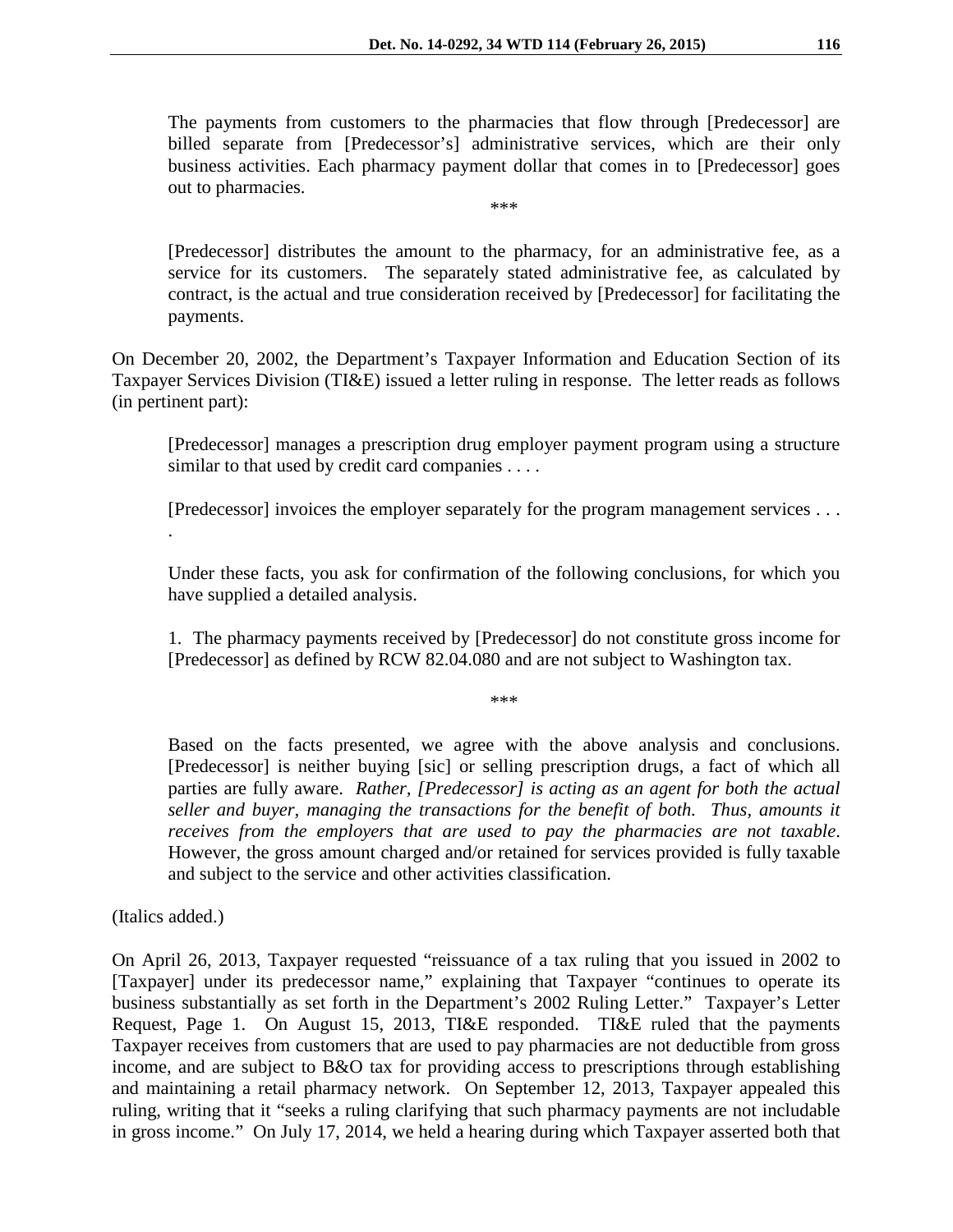> The payments from customers to the pharmacies that flow through [Predecessor] are billed separate from [Predecessor's] administrative services, which are their only business activities. Each pharmacy payment dollar that comes in to [Predecessor] goes out to pharmacies.
>
> \*\*\*
>
> [Predecessor] distributes the amount to the pharmacy, for an administrative fee, as a service for its customers. The separately stated administrative fee, as calculated by contract, is the actual and true consideration received by [Predecessor] for facilitating the payments.

On December 20, 2002, the Department's Taxpayer Information and Education Section of its Taxpayer Services Division (TI&E) issued a letter ruling in response. The letter reads as follows (in pertinent part):

> [Predecessor] manages a prescription drug employer payment program using a structure similar to that used by credit card companies . . . .
>
> [Predecessor] invoices the employer separately for the program management services . . . .
>
> Under these facts, you ask for confirmation of the following conclusions, for which you have supplied a detailed analysis.
>
> 1. The pharmacy payments received by [Predecessor] do not constitute gross income for [Predecessor] as defined by RCW 82.04.080 and are not subject to Washington tax.
>
> \*\*\*
>
> Based on the facts presented, we agree with the above analysis and conclusions. [Predecessor] is neither buying [sic] or selling prescription drugs, a fact of which all parties are fully aware. *Rather, [Predecessor] is acting as an agent for both the actual seller and buyer, managing the transactions for the benefit of both. Thus, amounts it receives from the employers that are used to pay the pharmacies are not taxable*. However, the gross amount charged and/or retained for services provided is fully taxable and subject to the service and other activities classification.

(Italics added.)

On April 26, 2013, Taxpayer requested "reissuance of a tax ruling that you issued in 2002 to [Taxpayer] under its predecessor name," explaining that Taxpayer "continues to operate its business substantially as set forth in the Department's 2002 Ruling Letter." Taxpayer's Letter Request, Page 1. On August 15, 2013, TI&E responded. TI&E ruled that the payments Taxpayer receives from customers that are used to pay pharmacies are not deductible from gross income, and are subject to B&O tax for providing access to prescriptions through establishing and maintaining a retail pharmacy network. On September 12, 2013, Taxpayer appealed this ruling, writing that it "seeks a ruling clarifying that such pharmacy payments are not includable in gross income." On July 17, 2014, we held a hearing during which Taxpayer asserted both that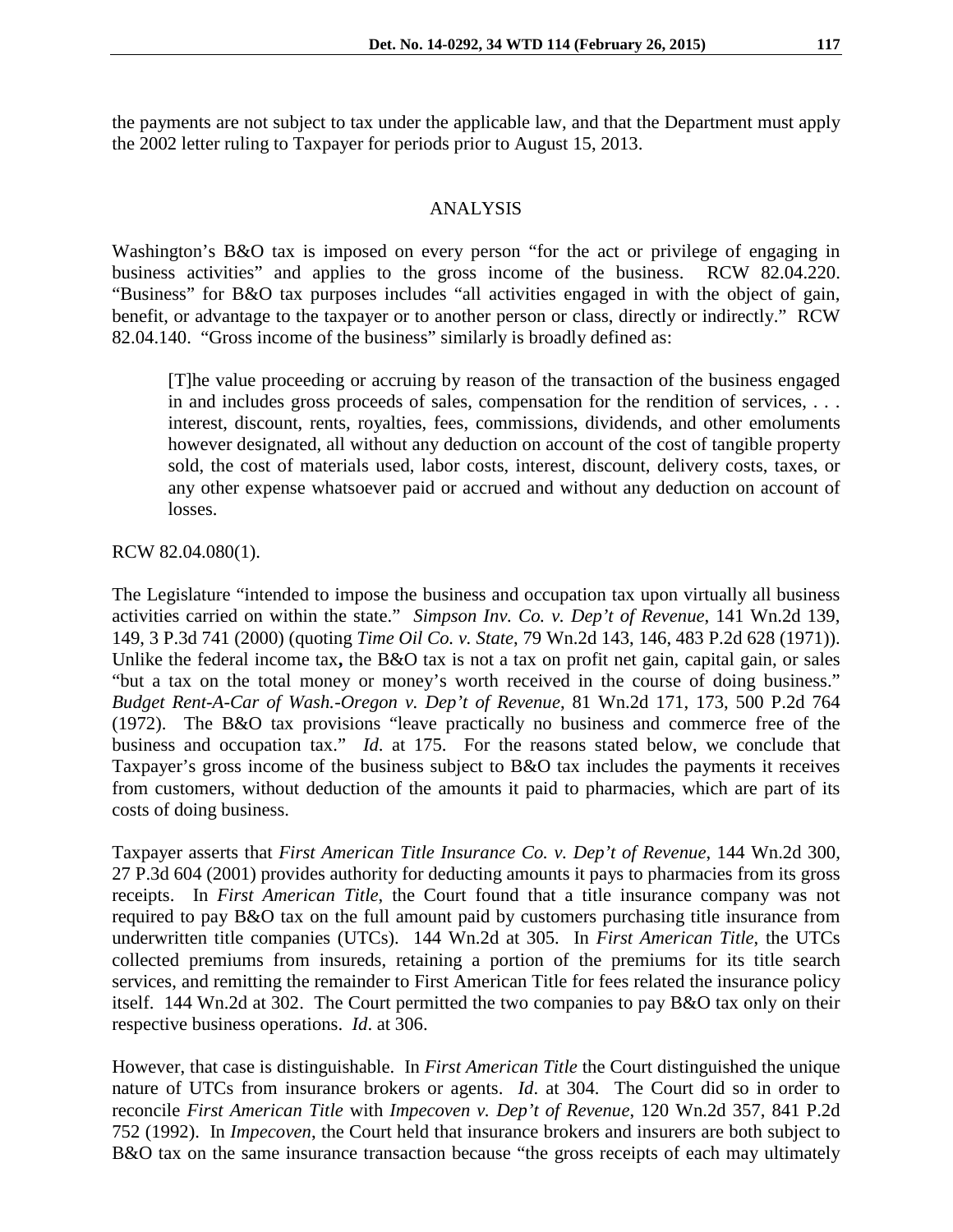the payments are not subject to tax under the applicable law, and that the Department must apply the 2002 letter ruling to Taxpayer for periods prior to August 15, 2013.

## ANALYSIS

Washington's B&O tax is imposed on every person "for the act or privilege of engaging in business activities" and applies to the gross income of the business. RCW 82.04.220. "Business" for B&O tax purposes includes "all activities engaged in with the object of gain, benefit, or advantage to the taxpayer or to another person or class, directly or indirectly." RCW 82.04.140. "Gross income of the business" similarly is broadly defined as:

> [T]he value proceeding or accruing by reason of the transaction of the business engaged in and includes gross proceeds of sales, compensation for the rendition of services, . . . interest, discount, rents, royalties, fees, commissions, dividends, and other emoluments however designated, all without any deduction on account of the cost of tangible property sold, the cost of materials used, labor costs, interest, discount, delivery costs, taxes, or any other expense whatsoever paid or accrued and without any deduction on account of losses.

RCW 82.04.080(1).

The Legislature "intended to impose the business and occupation tax upon virtually all business activities carried on within the state." *Simpson Inv. Co. v. Dep't of Revenue*, 141 Wn.2d 139, 149, 3 P.3d 741 (2000) (quoting *Time Oil Co. v. State*, 79 Wn.2d 143, 146, 483 P.2d 628 (1971)). Unlike the federal income tax**,** the B&O tax is not a tax on profit net gain, capital gain, or sales "but a tax on the total money or money's worth received in the course of doing business." *Budget Rent-A-Car of Wash.-Oregon v. Dep't of Revenue*, 81 Wn.2d 171, 173, 500 P.2d 764 (1972). The B&O tax provisions "leave practically no business and commerce free of the business and occupation tax." *Id*. at 175. For the reasons stated below, we conclude that Taxpayer's gross income of the business subject to B&O tax includes the payments it receives from customers, without deduction of the amounts it paid to pharmacies, which are part of its costs of doing business.

Taxpayer asserts that *First American Title Insurance Co. v. Dep't of Revenue*, 144 Wn.2d 300, 27 P.3d 604 (2001) provides authority for deducting amounts it pays to pharmacies from its gross receipts. In *First American Title*, the Court found that a title insurance company was not required to pay B&O tax on the full amount paid by customers purchasing title insurance from underwritten title companies (UTCs). 144 Wn.2d at 305. In *First American Title*, the UTCs collected premiums from insureds, retaining a portion of the premiums for its title search services, and remitting the remainder to First American Title for fees related the insurance policy itself. 144 Wn.2d at 302. The Court permitted the two companies to pay B&O tax only on their respective business operations. *Id*. at 306.

However, that case is distinguishable. In *First American Title* the Court distinguished the unique nature of UTCs from insurance brokers or agents. *Id*. at 304. The Court did so in order to reconcile *First American Title* with *Impecoven v. Dep't of Revenue*, 120 Wn.2d 357, 841 P.2d 752 (1992). In *Impecoven*, the Court held that insurance brokers and insurers are both subject to B&O tax on the same insurance transaction because "the gross receipts of each may ultimately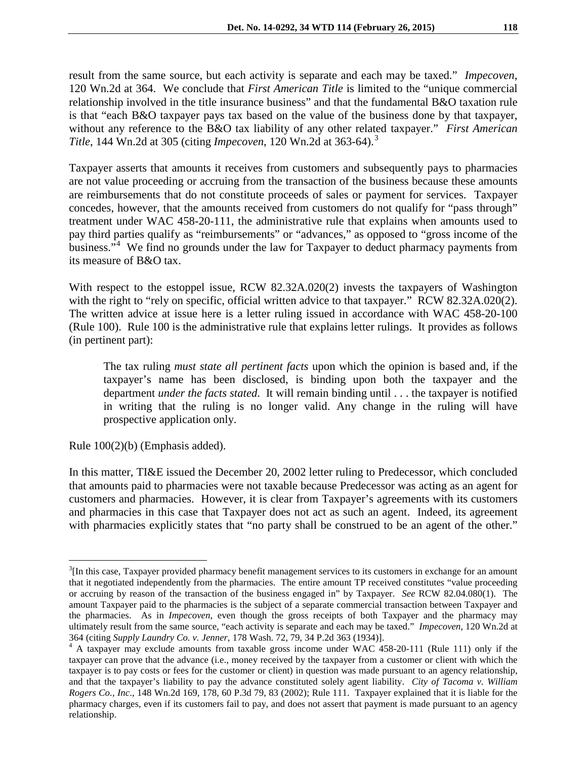result from the same source, but each activity is separate and each may be taxed." *Impecoven*, 120 Wn.2d at 364. We conclude that *First American Title* is limited to the "unique commercial relationship involved in the title insurance business" and that the fundamental B&O taxation rule is that "each B&O taxpayer pays tax based on the value of the business done by that taxpayer, without any reference to the B&O tax liability of any other related taxpayer." *First American Title*, 144 Wn.2d at 305 (citing *Impecoven*, 120 Wn.2d at 363-64).[3]

Taxpayer asserts that amounts it receives from customers and subsequently pays to pharmacies are not value proceeding or accruing from the transaction of the business because these amounts are reimbursements that do not constitute proceeds of sales or payment for services. Taxpayer concedes, however, that the amounts received from customers do not qualify for "pass through" treatment under WAC 458-20-111, the administrative rule that explains when amounts used to pay third parties qualify as "reimbursements" or "advances," as opposed to "gross income of the business."[4] We find no grounds under the law for Taxpayer to deduct pharmacy payments from its measure of B&O tax.

With respect to the estoppel issue, RCW 82.32A.020(2) invests the taxpayers of Washington with the right to "rely on specific, official written advice to that taxpayer." RCW 82.32A.020(2). The written advice at issue here is a letter ruling issued in accordance with WAC 458-20-100 (Rule 100). Rule 100 is the administrative rule that explains letter rulings. It provides as follows (in pertinent part):

> The tax ruling *must state all pertinent facts* upon which the opinion is based and, if the taxpayer's name has been disclosed, is binding upon both the taxpayer and the department *under the facts stated*. It will remain binding until . . . the taxpayer is notified in writing that the ruling is no longer valid. Any change in the ruling will have prospective application only.

Rule 100(2)(b) (Emphasis added).

In this matter, TI&E issued the December 20, 2002 letter ruling to Predecessor, which concluded that amounts paid to pharmacies were not taxable because Predecessor was acting as an agent for customers and pharmacies. However, it is clear from Taxpayer's agreements with its customers and pharmacies in this case that Taxpayer does not act as such an agent. Indeed, its agreement with pharmacies explicitly states that "no party shall be construed to be an agent of the other."

---

[3][In this case, Taxpayer provided pharmacy benefit management services to its customers in exchange for an amount that it negotiated independently from the pharmacies. The entire amount TP received constitutes "value proceeding or accruing by reason of the transaction of the business engaged in" by Taxpayer. *See* RCW 82.04.080(1). The amount Taxpayer paid to the pharmacies is the subject of a separate commercial transaction between Taxpayer and the pharmacies. As in *Impecoven*, even though the gross receipts of both Taxpayer and the pharmacy may ultimately result from the same source, "each activity is separate and each may be taxed." *Impecoven*, 120 Wn.2d at 364 (citing *Supply Laundry Co. v. Jenner*, 178 Wash. 72, 79, 34 P.2d 363 (1934)].

[4] A taxpayer may exclude amounts from taxable gross income under WAC 458-20-111 (Rule 111) only if the taxpayer can prove that the advance (i.e., money received by the taxpayer from a customer or client with which the taxpayer is to pay costs or fees for the customer or client) in question was made pursuant to an agency relationship, and that the taxpayer's liability to pay the advance constituted solely agent liability. *City of Tacoma v. William Rogers Co., Inc*., 148 Wn.2d 169, 178, 60 P.3d 79, 83 (2002); Rule 111. Taxpayer explained that it is liable for the pharmacy charges, even if its customers fail to pay, and does not assert that payment is made pursuant to an agency relationship.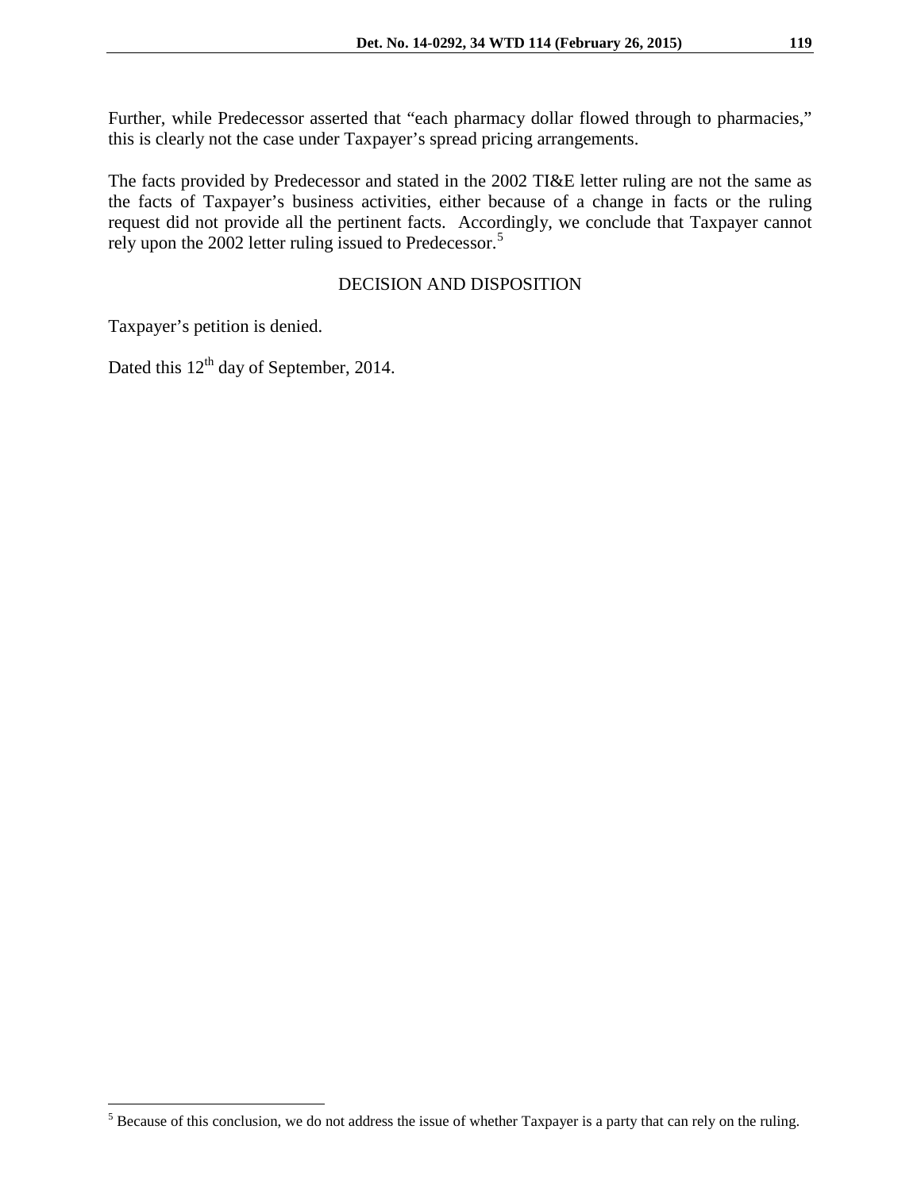Further, while Predecessor asserted that "each pharmacy dollar flowed through to pharmacies," this is clearly not the case under Taxpayer's spread pricing arrangements.

The facts provided by Predecessor and stated in the 2002 TI&E letter ruling are not the same as the facts of Taxpayer's business activities, either because of a change in facts or the ruling request did not provide all the pertinent facts. Accordingly, we conclude that Taxpayer cannot rely upon the 2002 letter ruling issued to Predecessor.[5]

## DECISION AND DISPOSITION

Taxpayer's petition is denied.

Dated this 12th day of September, 2014.

---

[5] Because of this conclusion, we do not address the issue of whether Taxpayer is a party that can rely on the ruling.